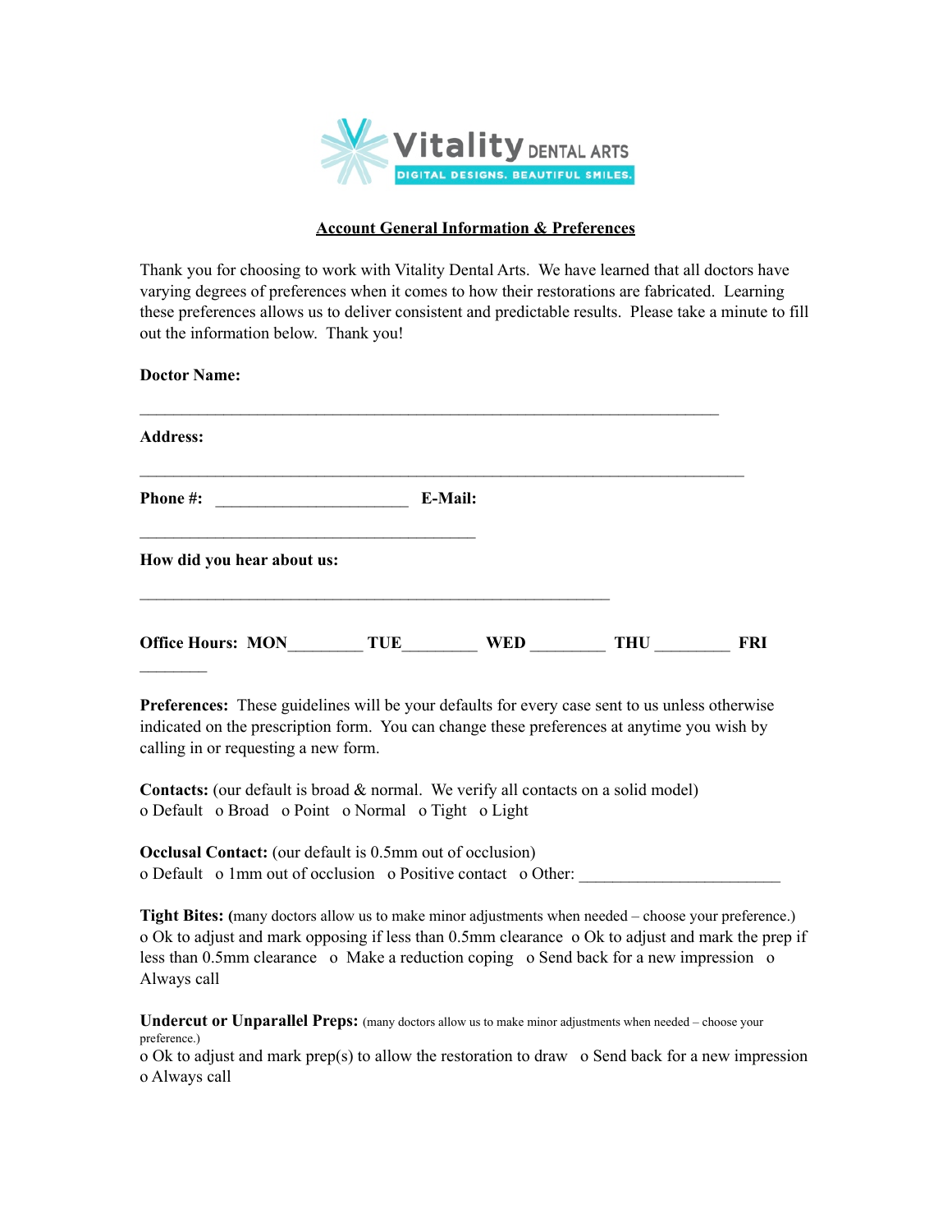Vitality DENTAL ARTS

DIGITAL DESIGNS. BEAUTIFUL SMILES.

## Account General Information & Preferences

Thank you for choosing to work with Vitality Dental Arts. We have learned that all doctors have varying degrees of preferences when it comes to how their restorations are fabricated. Learning these preferences allows us to deliver consistent and predictable results. Please take a minute to fill out the information below. Thank you!

**Doctor Name:**

___________________________________________________________________________

**Address:**

_____________________________________________________________________________

**Phone #:** _______________________ **E-Mail:**

_________________________________________

**How did you hear about us:**

___________________________________________________________

**Office Hours: MON**_________ **TUE**_________ **WED** _________ **THU** _________ **FRI** ________

**Preferences:** These guidelines will be your defaults for every case sent to us unless otherwise indicated on the prescription form. You can change these preferences at anytime you wish by calling in or requesting a new form.

**Contacts:** (our default is broad & normal. We verify all contacts on a solid model)
o Default o Broad o Point o Normal o Tight o Light

**Occlusal Contact:** (our default is 0.5mm out of occlusion)
o Default o 1mm out of occlusion o Positive contact o Other: ________________________

**Tight Bites:** (many doctors allow us to make minor adjustments when needed – choose your preference.)
o Ok to adjust and mark opposing if less than 0.5mm clearance o Ok to adjust and mark the prep if less than 0.5mm clearance o Make a reduction coping o Send back for a new impression o Always call

**Undercut or Unparallel Preps:** (many doctors allow us to make minor adjustments when needed – choose your preference.)
o Ok to adjust and mark prep(s) to allow the restoration to draw o Send back for a new impression
o Always call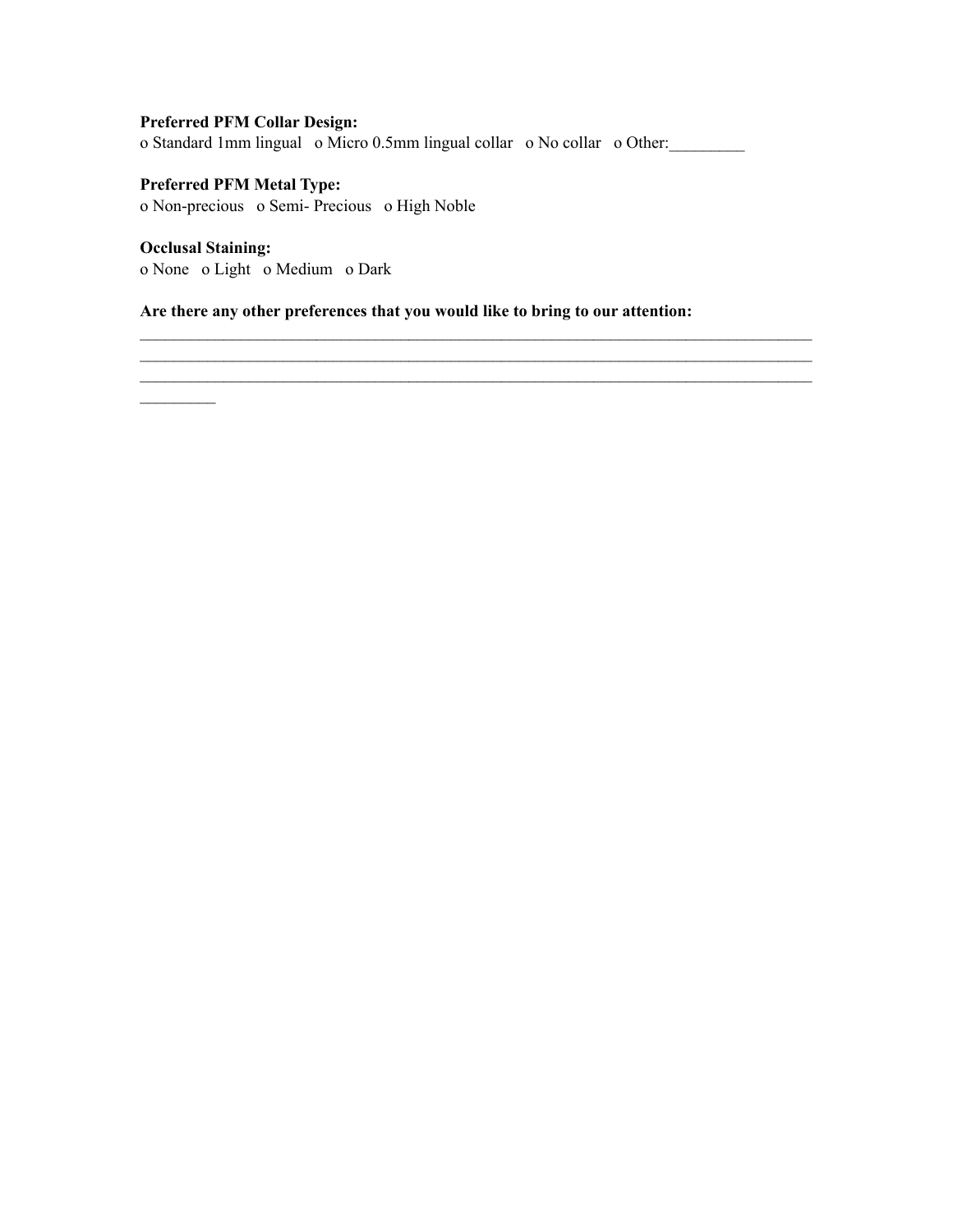**Preferred PFM Collar Design:**
o Standard 1mm lingual   o Micro 0.5mm lingual collar   o No collar   o Other:_________

**Preferred PFM Metal Type:**
o Non-precious   o Semi- Precious   o High Noble

**Occlusal Staining:**
o None   o Light   o Medium   o Dark

**Are there any other preferences that you would like to bring to our attention:**
________________________________________________________________________________________________________________________________________________________________________________________________________________________________________________________________________________________________
_________